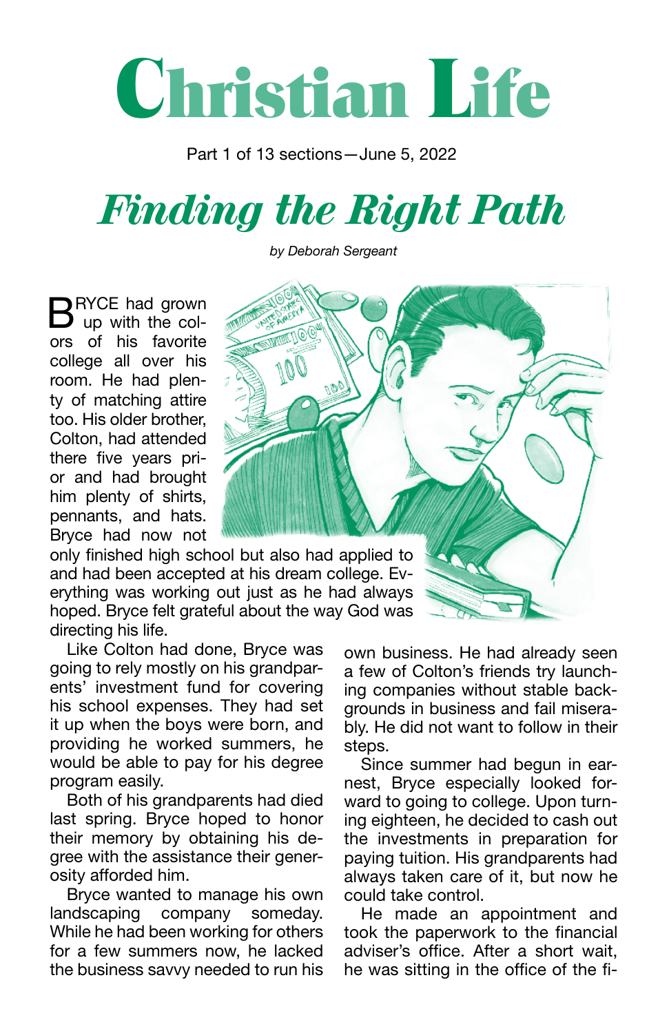# Christian Life

Part 1 of 13 sections—June 5, 2022

## *Finding the Right Path*

*by Deborah Sergeant*

BRYCE had grown up with the colors of his favorite college all over his room. He had plenty of matching attire too. His older brother, Colton, had attended there five years prior and had brought him plenty of shirts, pennants, and hats. Bryce had now not only finished high school but also had applied to and had been accepted at his dream college. Everything was working out just as he had always hoped. Bryce felt grateful about the way God was directing his life.

Like Colton had done, Bryce was going to rely mostly on his grandparents' investment fund for covering his school expenses. They had set it up when the boys were born, and providing he worked summers, he would be able to pay for his degree program easily.

Both of his grandparents had died last spring. Bryce hoped to honor their memory by obtaining his degree with the assistance their generosity afforded him.

Bryce wanted to manage his own landscaping company someday. While he had been working for others for a few summers now, he lacked the business savvy needed to run his own business. He had already seen a few of Colton's friends try launching companies without stable backgrounds in business and fail miserably. He did not want to follow in their steps.

Since summer had begun in earnest, Bryce especially looked forward to going to college. Upon turning eighteen, he decided to cash out the investments in preparation for paying tuition. His grandparents had always taken care of it, but now he could take control.

He made an appointment and took the paperwork to the financial adviser's office. After a short wait, he was sitting in the office of the fi-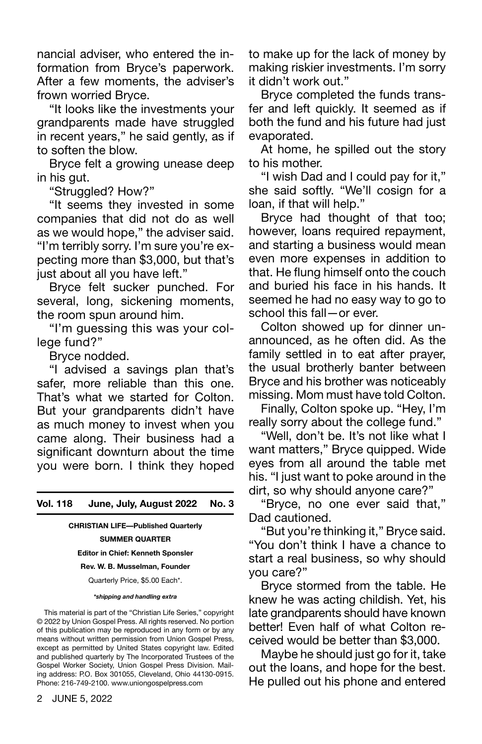nancial adviser, who entered the information from Bryce's paperwork. After a few moments, the adviser's frown worried Bryce.

"It looks like the investments your grandparents made have struggled in recent years," he said gently, as if to soften the blow.

Bryce felt a growing unease deep in his gut.

"Struggled? How?"

"It seems they invested in some companies that did not do as well as we would hope," the adviser said. "I'm terribly sorry. I'm sure you're expecting more than $3,000, but that's just about all you have left."

Bryce felt sucker punched. For several, long, sickening moments, the room spun around him.

"I'm guessing this was your college fund?"

Bryce nodded.

"I advised a savings plan that's safer, more reliable than this one. That's what we started for Colton. But your grandparents didn't have as much money to invest when you came along. Their business had a significant downturn about the time you were born. I think they hoped to make up for the lack of money by making riskier investments. I'm sorry it didn't work out."

Bryce completed the funds transfer and left quickly. It seemed as if both the fund and his future had just evaporated.

At home, he spilled out the story to his mother.

"I wish Dad and I could pay for it," she said softly. "We'll cosign for a loan, if that will help."

Bryce had thought of that too; however, loans required repayment, and starting a business would mean even more expenses in addition to that. He flung himself onto the couch and buried his face in his hands. It seemed he had no easy way to go to school this fall—or ever.

Colton showed up for dinner unannounced, as he often did. As the family settled in to eat after prayer, the usual brotherly banter between Bryce and his brother was noticeably missing. Mom must have told Colton.

Finally, Colton spoke up. "Hey, I'm really sorry about the college fund."

"Well, don't be. It's not like what I want matters," Bryce quipped. Wide eyes from all around the table met his. "I just want to poke around in the dirt, so why should anyone care?"

"Bryce, no one ever said that," Dad cautioned.

"But you're thinking it," Bryce said. "You don't think I have a chance to start a real business, so why should you care?"

Bryce stormed from the table. He knew he was acting childish. Yet, his late grandparents should have known better! Even half of what Colton received would be better than $3,000.

Maybe he should just go for it, take out the loans, and hope for the best. He pulled out his phone and entered

---

**Vol. 118 June, July, August 2022 No. 3**

**CHRISTIAN LIFE—Published Quarterly**

**SUMMER QUARTER**

**Editor in Chief: Kenneth Sponsler**

**Rev. W. B. Musselman, Founder**

Quarterly Price, $5.00 Each*.

***shipping and handling extra***

This material is part of the "Christian Life Series," copyright © 2022 by Union Gospel Press. All rights reserved. No portion of this publication may be reproduced in any form or by any means without written permission from Union Gospel Press, except as permitted by United States copyright law. Edited and published quarterly by The Incorporated Trustees of the Gospel Worker Society, Union Gospel Press Division. Mailing address: P.O. Box 301055, Cleveland, Ohio 44130-0915. Phone: 216-749-2100. www.uniongospelpress.com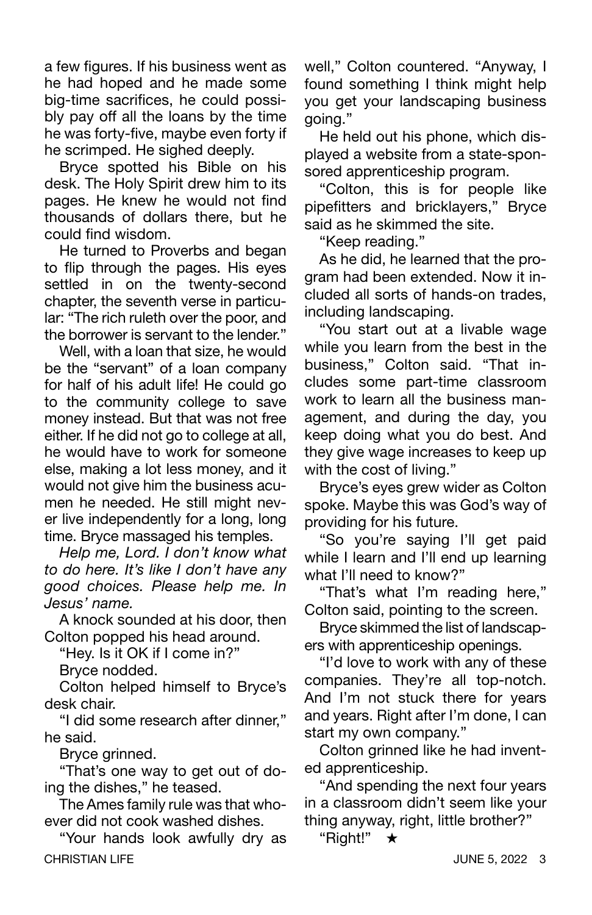a few figures. If his business went as he had hoped and he made some big-time sacrifices, he could possibly pay off all the loans by the time he was forty-five, maybe even forty if he scrimped. He sighed deeply.

Bryce spotted his Bible on his desk. The Holy Spirit drew him to its pages. He knew he would not find thousands of dollars there, but he could find wisdom.

He turned to Proverbs and began to flip through the pages. His eyes settled in on the twenty-second chapter, the seventh verse in particular: "The rich ruleth over the poor, and the borrower is servant to the lender."

Well, with a loan that size, he would be the "servant" of a loan company for half of his adult life! He could go to the community college to save money instead. But that was not free either. If he did not go to college at all, he would have to work for someone else, making a lot less money, and it would not give him the business acumen he needed. He still might never live independently for a long, long time. Bryce massaged his temples.

*Help me, Lord. I don't know what to do here. It's like I don't have any good choices. Please help me. In Jesus' name.*

A knock sounded at his door, then Colton popped his head around.

"Hey. Is it OK if I come in?"

Bryce nodded.

Colton helped himself to Bryce's desk chair.

"I did some research after dinner," he said.

Bryce grinned.

"That's one way to get out of doing the dishes," he teased.

The Ames family rule was that whoever did not cook washed dishes.

"Your hands look awfully dry as well," Colton countered. "Anyway, I found something I think might help you get your landscaping business going."

He held out his phone, which displayed a website from a state-sponsored apprenticeship program.

"Colton, this is for people like pipefitters and bricklayers," Bryce said as he skimmed the site.

"Keep reading."

As he did, he learned that the program had been extended. Now it included all sorts of hands-on trades, including landscaping.

"You start out at a livable wage while you learn from the best in the business," Colton said. "That includes some part-time classroom work to learn all the business management, and during the day, you keep doing what you do best. And they give wage increases to keep up with the cost of living."

Bryce's eyes grew wider as Colton spoke. Maybe this was God's way of providing for his future.

"So you're saying I'll get paid while I learn and I'll end up learning what I'll need to know?"

"That's what I'm reading here," Colton said, pointing to the screen.

Bryce skimmed the list of landscapers with apprenticeship openings.

"I'd love to work with any of these companies. They're all top-notch. And I'm not stuck there for years and years. Right after I'm done, I can start my own company."

Colton grinned like he had invented apprenticeship.

"And spending the next four years in a classroom didn't seem like your thing anyway, right, little brother?"

"Right!" ★